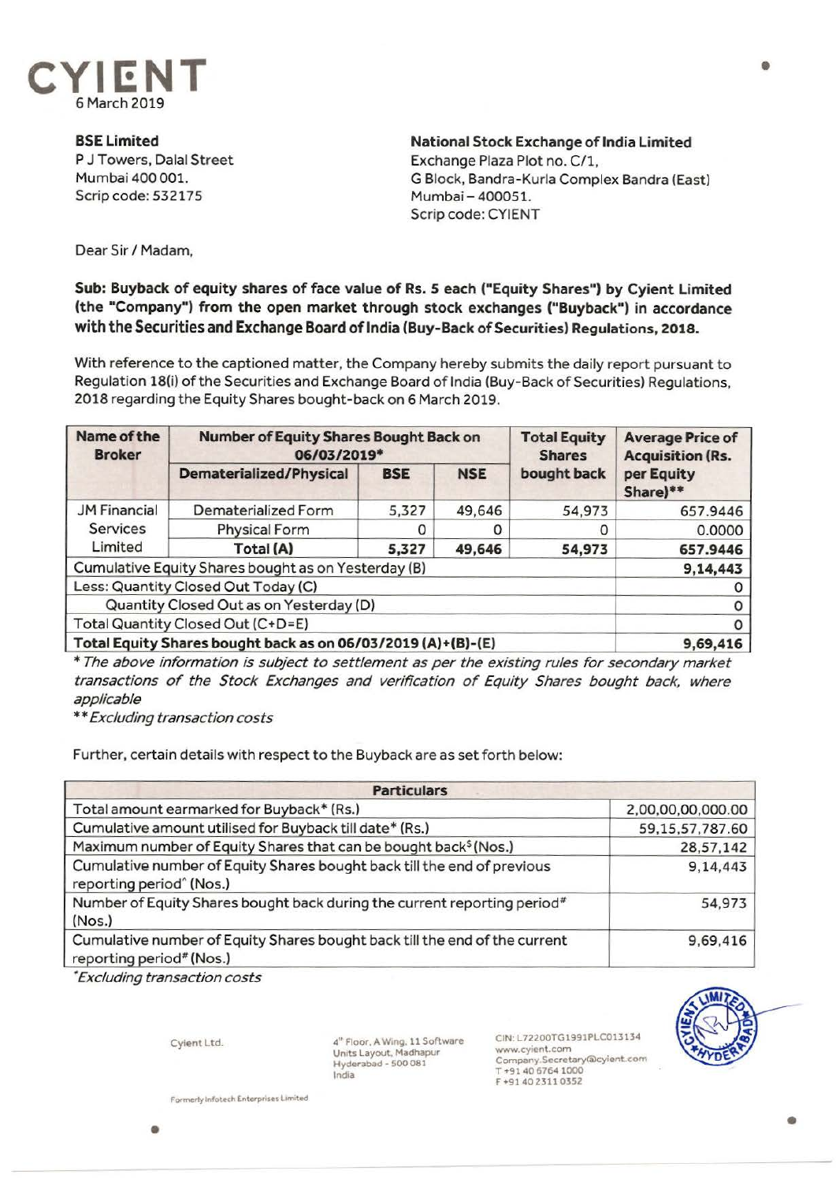CYIENT

6 March 2019

**BSE Limited**
P J Towers, Dalal Street
Mumbai 400 001.
Scrip code: 532175

**National Stock Exchange of India Limited**
Exchange Plaza Plot no. C/1,
G Block, Bandra-Kurla Complex Bandra (East)
Mumbai – 400051.
Scrip code: CYIENT

Dear Sir / Madam,

**Sub: Buyback of equity shares of face value of Rs. 5 each ("Equity Shares") by Cyient Limited (the "Company") from the open market through stock exchanges ("Buyback") in accordance with the Securities and Exchange Board of India (Buy-Back of Securities) Regulations, 2018.**

With reference to the captioned matter, the Company hereby submits the daily report pursuant to Regulation 18(i) of the Securities and Exchange Board of India (Buy-Back of Securities) Regulations, 2018 regarding the Equity Shares bought-back on 6 March 2019.

| Name of the Broker | Number of Equity Shares Bought Back on 06/03/2019* | | | Total Equity Shares bought back | Average Price of Acquisition (Rs. per Equity Share)** |
|---|---|---|---|---|---|
| | Dematerialized/Physical | BSE | NSE | | |
| JM Financial Services Limited | Dematerialized Form | 5,327 | 49,646 | 54,973 | 657.9446 |
| | Physical Form | 0 | 0 | 0 | 0.0000 |
| | **Total (A)** | **5,327** | **49,646** | **54,973** | **657.9446** |
| Cumulative Equity Shares bought as on Yesterday (B) | | | | | **9,14,443** |
| Less: Quantity Closed Out Today (C) | | | | | 0 |
| Quantity Closed Out as on Yesterday (D) | | | | | 0 |
| Total Quantity Closed Out (C+D=E) | | | | | 0 |
| **Total Equity Shares bought back as on 06/03/2019 (A)+(B)-(E)** | | | | | **9,69,416** |

*\* The above information is subject to settlement as per the existing rules for secondary market transactions of the Stock Exchanges and verification of Equity Shares bought back, where applicable*

*\*\* Excluding transaction costs*

Further, certain details with respect to the Buyback are as set forth below:

| Particulars | |
|---|---|
| Total amount earmarked for Buyback* (Rs.) | 2,00,00,00,000.00 |
| Cumulative amount utilised for Buyback till date* (Rs.) | 59,15,57,787.60 |
| Maximum number of Equity Shares that can be bought back$ (Nos.) | 28,57,142 |
| Cumulative number of Equity Shares bought back till the end of previous reporting period^ (Nos.) | 9,14,443 |
| Number of Equity Shares bought back during the current reporting period# (Nos.) | 54,973 |
| Cumulative number of Equity Shares bought back till the end of the current reporting period# (Nos.) | 9,69,416 |

*\*Excluding transaction costs*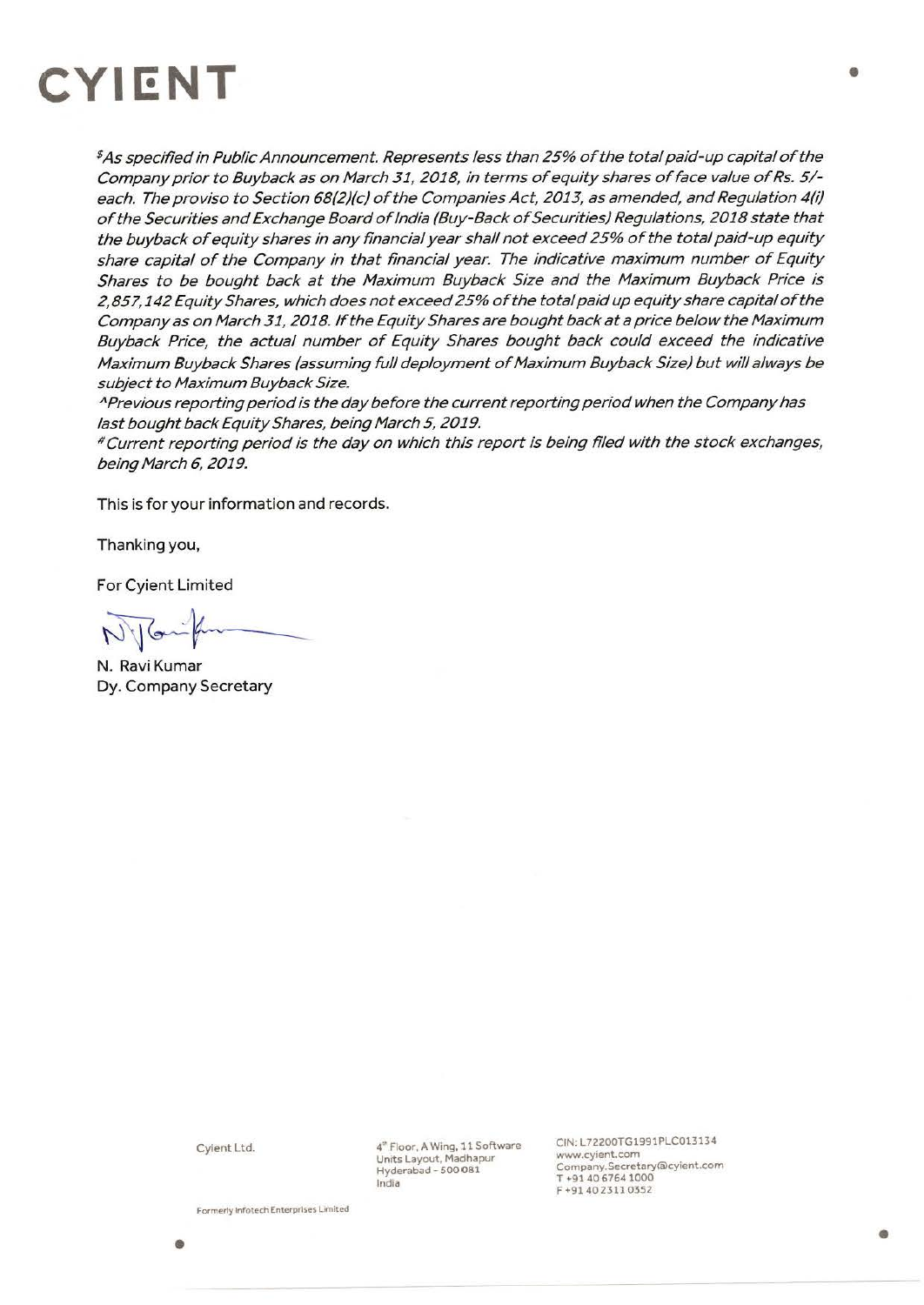# CYIENT

*$As specified in Public Announcement. Represents less than 25% of the total paid-up capital of the Company prior to Buyback as on March 31, 2018, in terms of equity shares of face value of Rs. 5/- each. The proviso to Section 68(2)(c) of the Companies Act, 2013, as amended, and Regulation 4(i) of the Securities and Exchange Board of India (Buy-Back of Securities) Regulations, 2018 state that the buyback of equity shares in any financial year shall not exceed 25% of the total paid-up equity share capital of the Company in that financial year. The indicative maximum number of Equity Shares to be bought back at the Maximum Buyback Size and the Maximum Buyback Price is 2,857,142 Equity Shares, which does not exceed 25% of the total paid up equity share capital of the Company as on March 31, 2018. If the Equity Shares are bought back at a price below the Maximum Buyback Price, the actual number of Equity Shares bought back could exceed the indicative Maximum Buyback Shares (assuming full deployment of Maximum Buyback Size) but will always be subject to Maximum Buyback Size.*

*^Previous reporting period is the day before the current reporting period when the Company has last bought back Equity Shares, being March 5, 2019.*

*#Current reporting period is the day on which this report is being filed with the stock exchanges, being March 6, 2019.*

This is for your information and records.

Thanking you,

For Cyient Limited

N. Ravi Kumar
Dy. Company Secretary

Cyient Ltd.

4th Floor, A Wing, 11 Software Units Layout, Madhapur Hyderabad - 500 081 India

CIN: L72200TG1991PLC013134
www.cyient.com
Company.Secretary@cyient.com
T +91 40 6764 1000
F +91 40 2311 0352

Formerly Infotech Enterprises Limited